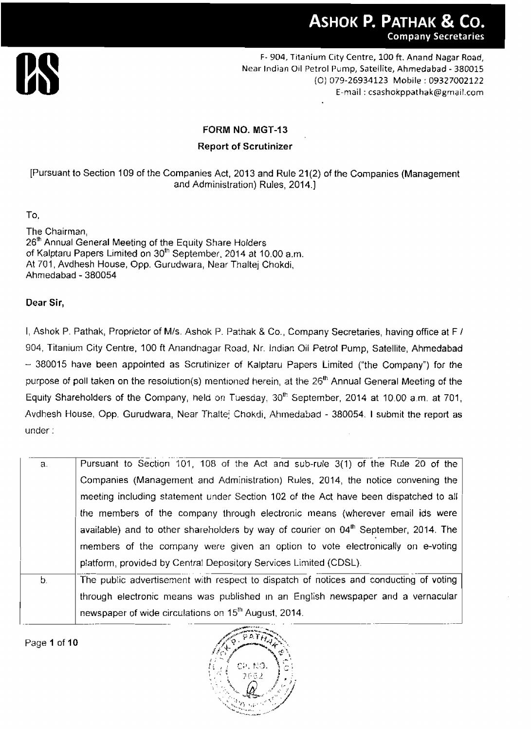**ASHOK P. PATHAK & Co.**
**Company Secretaries**

F- 904, Titanium City Centre, 100 ft. Anand Nagar Road,
Near Indian Oil Petrol Pump, Satellite, Ahmedabad - 380015
(O) 079-26934123 Mobile : 09327002122
E-mail : csashokppathak@gmail.com

## FORM NO. MGT-13

### Report of Scrutinizer

[Pursuant to Section 109 of the Companies Act, 2013 and Rule 21(2) of the Companies (Management and Administration) Rules, 2014.]

To,

The Chairman,
26th Annual General Meeting of the Equity Share Holders
of Kalptaru Papers Limited on 30th September, 2014 at 10.00 a.m.
At 701, Avdhesh House, Opp. Gurudwara, Near Thaltej Chokdi,
Ahmedabad - 380054

**Dear Sir,**

I, Ashok P. Pathak, Proprietor of M/s. Ashok P. Pathak & Co., Company Secretaries, having office at F / 904, Titanium City Centre, 100 ft Anandnagar Road, Nr. Indian Oil Petrol Pump, Satellite, Ahmedabad – 380015 have been appointed as Scrutinizer of Kalptaru Papers Limited ("the Company") for the purpose of poll taken on the resolution(s) mentioned herein, at the 26th Annual General Meeting of the Equity Shareholders of the Company, held on Tuesday, 30th September, 2014 at 10.00 a.m. at 701, Avdhesh House, Opp. Gurudwara, Near Thaltej Chokdi, Ahmedabad - 380054. I submit the report as under :

| | |
|---|---|
| a. | Pursuant to Section 101, 108 of the Act and sub-rule 3(1) of the Rule 20 of the Companies (Management and Administration) Rules, 2014, the notice convening the meeting including statement under Section 102 of the Act have been dispatched to all the members of the company through electronic means (wherever email ids were available) and to other shareholders by way of courier on 04th September, 2014. The members of the company were given an option to vote electronically on e-voting platform, provided by Central Depository Services Limited (CDSL). |
| b. | The public advertisement with respect to dispatch of notices and conducting of voting through electronic means was published in an English newspaper and a vernacular newspaper of wide circulations on 15th August, 2014. |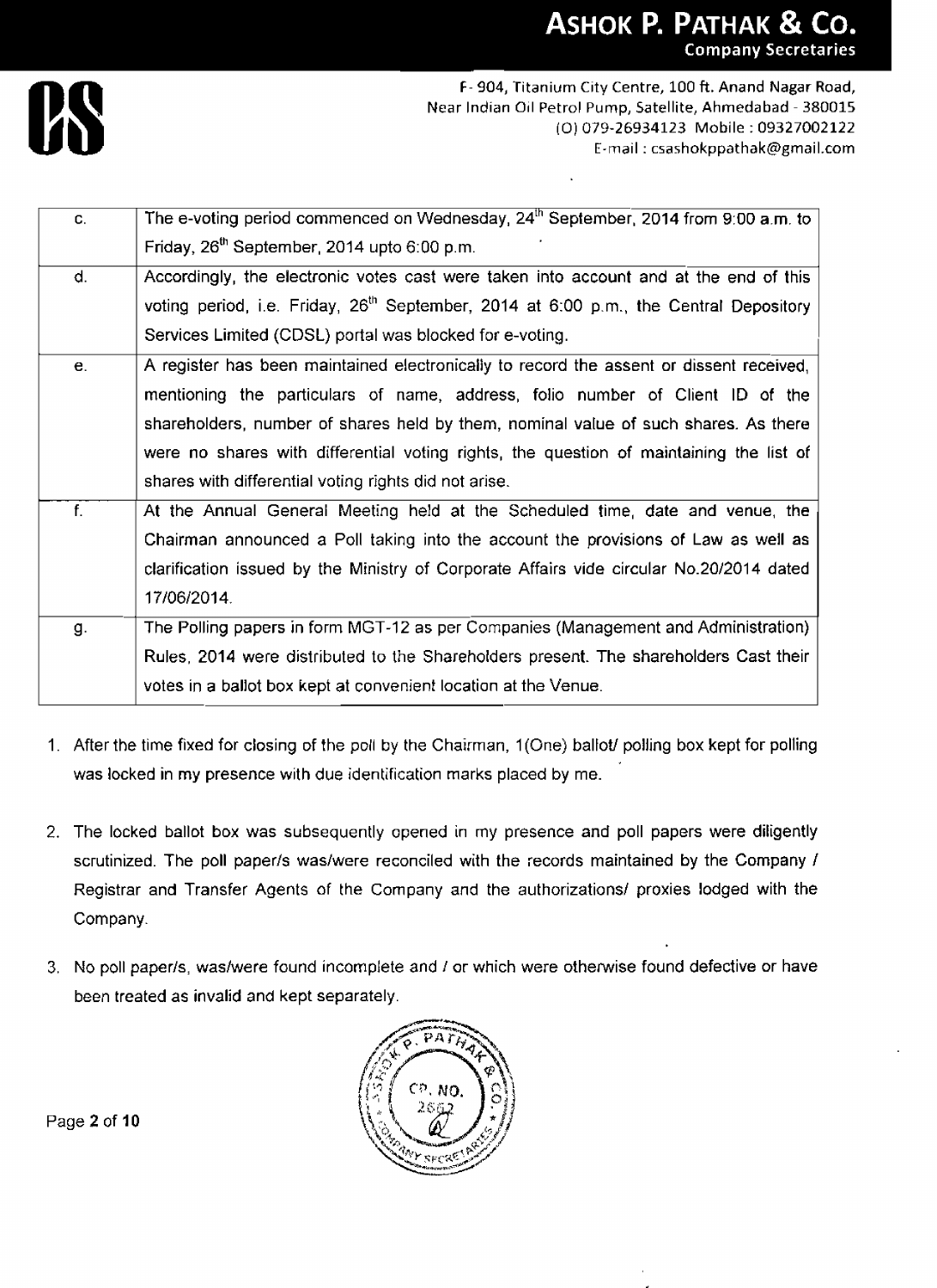| c. | The e-voting period commenced on Wednesday, 24th September, 2014 from 9:00 a.m. to Friday, 26th September, 2014 upto 6:00 p.m. |
|---|---|
| d. | Accordingly, the electronic votes cast were taken into account and at the end of this voting period, i.e. Friday, 26th September, 2014 at 6:00 p.m., the Central Depository Services Limited (CDSL) portal was blocked for e-voting. |
| e. | A register has been maintained electronically to record the assent or dissent received, mentioning the particulars of name, address, folio number of Client ID of the shareholders, number of shares held by them, nominal value of such shares. As there were no shares with differential voting rights, the question of maintaining the list of shares with differential voting rights did not arise. |
| f. | At the Annual General Meeting held at the Scheduled time, date and venue, the Chairman announced a Poll taking into the account the provisions of Law as well as clarification issued by the Ministry of Corporate Affairs vide circular No.20/2014 dated 17/06/2014. |
| g. | The Polling papers in form MGT-12 as per Companies (Management and Administration) Rules, 2014 were distributed to the Shareholders present. The shareholders Cast their votes in a ballot box kept at convenient location at the Venue. |

1. After the time fixed for closing of the poll by the Chairman, 1(One) ballot/ polling box kept for polling was locked in my presence with due identification marks placed by me.

2. The locked ballot box was subsequently opened in my presence and poll papers were diligently scrutinized. The poll paper/s was/were reconciled with the records maintained by the Company / Registrar and Transfer Agents of the Company and the authorizations/ proxies lodged with the Company.

3. No poll paper/s, was/were found incomplete and / or which were otherwise found defective or have been treated as invalid and kept separately.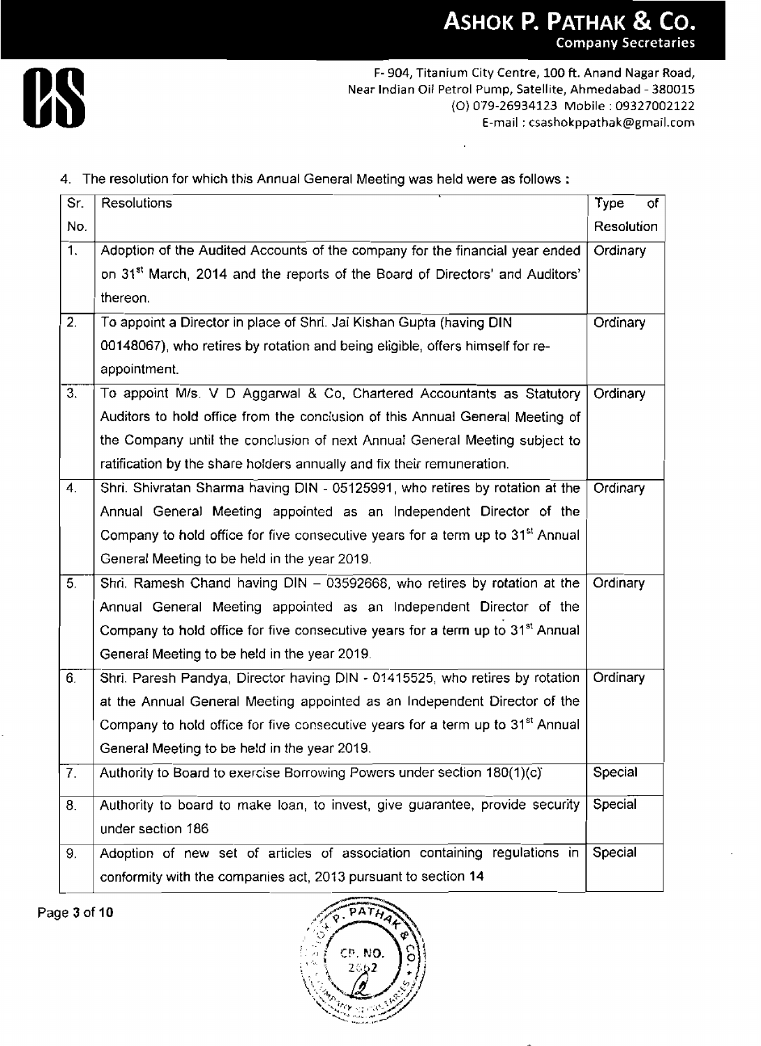4. The resolution for which this Annual General Meeting was held were as follows :

| Sr. No. | Resolutions | Type of Resolution |
|---|---|---|
| 1. | Adoption of the Audited Accounts of the company for the financial year ended on 31st March, 2014 and the reports of the Board of Directors' and Auditors' thereon. | Ordinary |
| 2. | To appoint a Director in place of Shri. Jai Kishan Gupta (having DIN 00148067), who retires by rotation and being eligible, offers himself for re-appointment. | Ordinary |
| 3. | To appoint M/s. V D Aggarwal & Co, Chartered Accountants as Statutory Auditors to hold office from the conclusion of this Annual General Meeting of the Company until the conclusion of next Annual General Meeting subject to ratification by the share holders annually and fix their remuneration. | Ordinary |
| 4. | Shri. Shivratan Sharma having DIN - 05125991, who retires by rotation at the Annual General Meeting appointed as an Independent Director of the Company to hold office for five consecutive years for a term up to 31st Annual General Meeting to be held in the year 2019. | Ordinary |
| 5. | Shri. Ramesh Chand having DIN – 03592668, who retires by rotation at the Annual General Meeting appointed as an Independent Director of the Company to hold office for five consecutive years for a term up to 31st Annual General Meeting to be held in the year 2019. | Ordinary |
| 6. | Shri. Paresh Pandya, Director having DIN - 01415525, who retires by rotation at the Annual General Meeting appointed as an Independent Director of the Company to hold office for five consecutive years for a term up to 31st Annual General Meeting to be held in the year 2019. | Ordinary |
| 7. | Authority to Board to exercise Borrowing Powers under section 180(1)(c) | Special |
| 8. | Authority to board to make loan, to invest, give guarantee, provide security under section 186 | Special |
| 9. | Adoption of new set of articles of association containing regulations in conformity with the companies act, 2013 pursuant to section 14 | Special |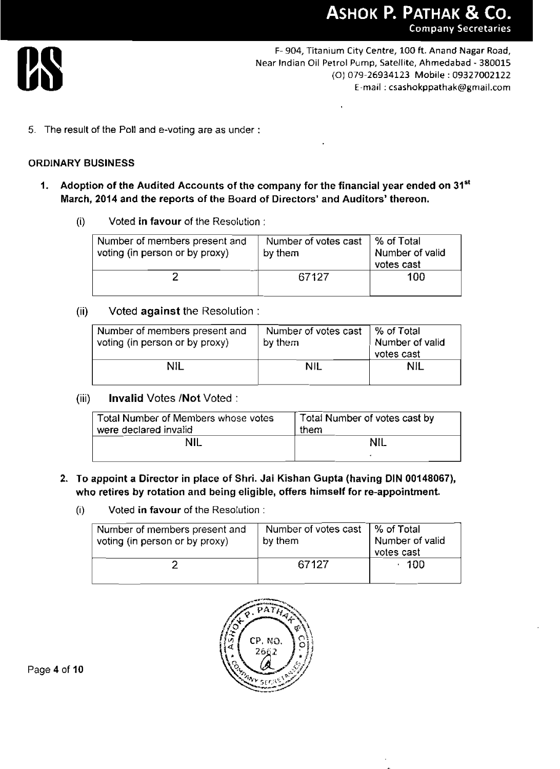5. The result of the Poll and e-voting are as under :

**ORDINARY BUSINESS**

1. **Adoption of the Audited Accounts of the company for the financial year ended on 31[st] March, 2014 and the reports of the Board of Directors' and Auditors' thereon.**

   (i) Voted **in favour** of the Resolution :

| Number of members present and voting (in person or by proxy) | Number of votes cast by them | % of Total Number of valid votes cast |
|---|---|---|
| 2 | 67127 | 100 |

   (ii) Voted **against** the Resolution :

| Number of members present and voting (in person or by proxy) | Number of votes cast by them | % of Total Number of valid votes cast |
|---|---|---|
| NIL | NIL | NIL |

   (iii) **Invalid** Votes /**Not** Voted :

| Total Number of Members whose votes were declared invalid | Total Number of votes cast by them |
|---|---|
| NIL | NIL |

2. **To appoint a Director in place of Shri. Jai Kishan Gupta (having DIN 00148067), who retires by rotation and being eligible, offers himself for re-appointment.**

   (i) Voted **in favour** of the Resolution :

| Number of members present and voting (in person or by proxy) | Number of votes cast by them | % of Total Number of valid votes cast |
|---|---|---|
| 2 | 67127 | 100 |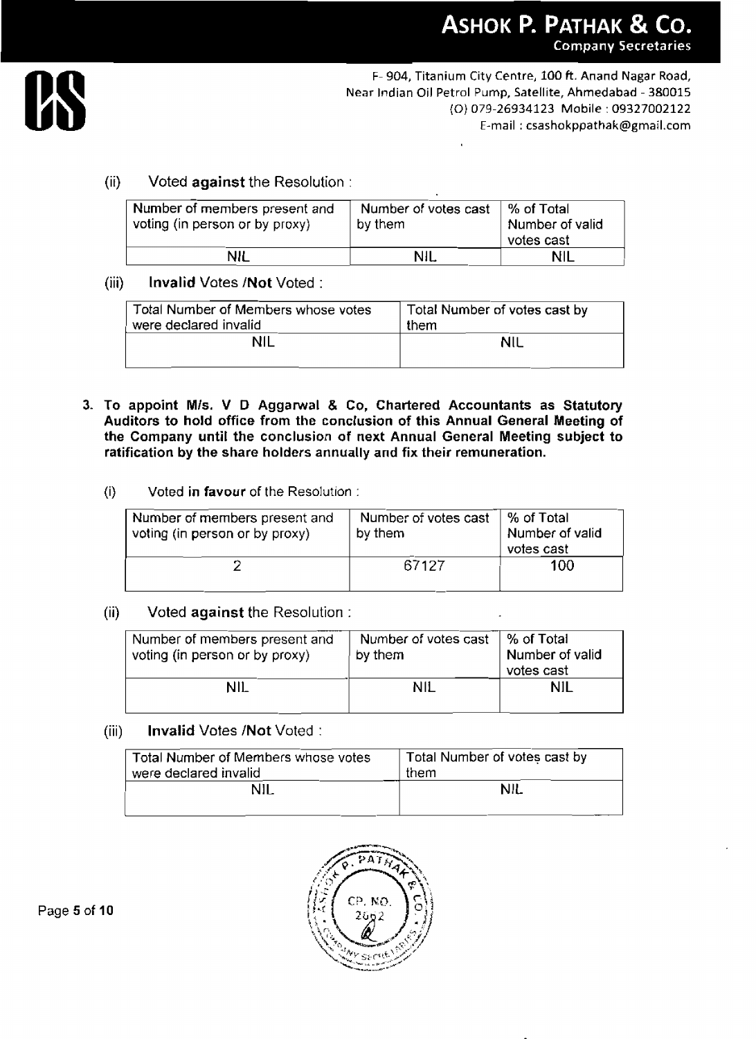(ii) Voted **against** the Resolution :

| Number of members present and voting (in person or by proxy) | Number of votes cast by them | % of Total Number of valid votes cast |
|---|---|---|
| NIL | NIL | NIL |

(iii) **Invalid** Votes /**Not** Voted :

| Total Number of Members whose votes were declared invalid | Total Number of votes cast by them |
|---|---|
| NIL | NIL |

**3. To appoint M/s. V D Aggarwal & Co, Chartered Accountants as Statutory Auditors to hold office from the conclusion of this Annual General Meeting of the Company until the conclusion of next Annual General Meeting subject to ratification by the share holders annually and fix their remuneration.**

(i) Voted **in favour** of the Resolution :

| Number of members present and voting (in person or by proxy) | Number of votes cast by them | % of Total Number of valid votes cast |
|---|---|---|
| 2 | 67127 | 100 |

(ii) Voted **against** the Resolution :

| Number of members present and voting (in person or by proxy) | Number of votes cast by them | % of Total Number of valid votes cast |
|---|---|---|
| NIL | NIL | NIL |

(iii) **Invalid** Votes /**Not** Voted :

| Total Number of Members whose votes were declared invalid | Total Number of votes cast by them |
|---|---|
| NIL | NIL |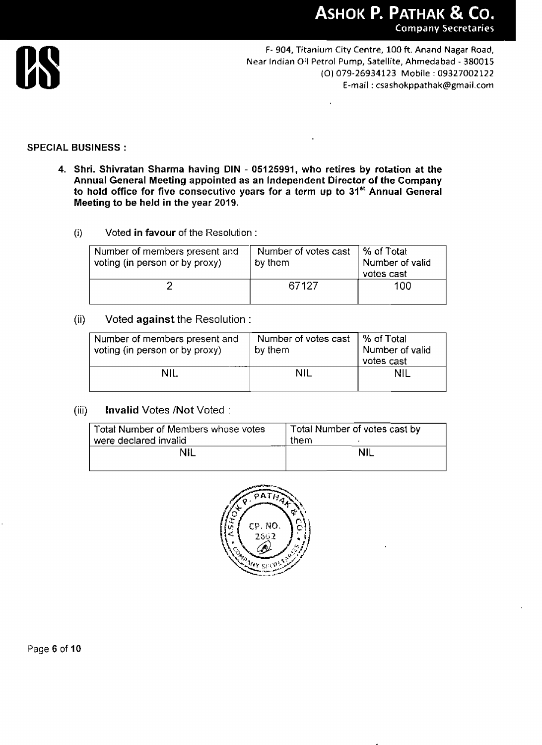**SPECIAL BUSINESS :**

4. **Shri. Shivratan Sharma having DIN - 05125991, who retires by rotation at the Annual General Meeting appointed as an Independent Director of the Company to hold office for five consecutive years for a term up to 31st Annual General Meeting to be held in the year 2019.**

   (i) Voted **in favour** of the Resolution :

| Number of members present and voting (in person or by proxy) | Number of votes cast by them | % of Total Number of valid votes cast |
|---|---|---|
| 2 | 67127 | 100 |

   (ii) Voted **against** the Resolution :

| Number of members present and voting (in person or by proxy) | Number of votes cast by them | % of Total Number of valid votes cast |
|---|---|---|
| NIL | NIL | NIL |

   (iii) **Invalid** Votes /**Not** Voted :

| Total Number of Members whose votes were declared invalid | Total Number of votes cast by them |
|---|---|
| NIL | NIL |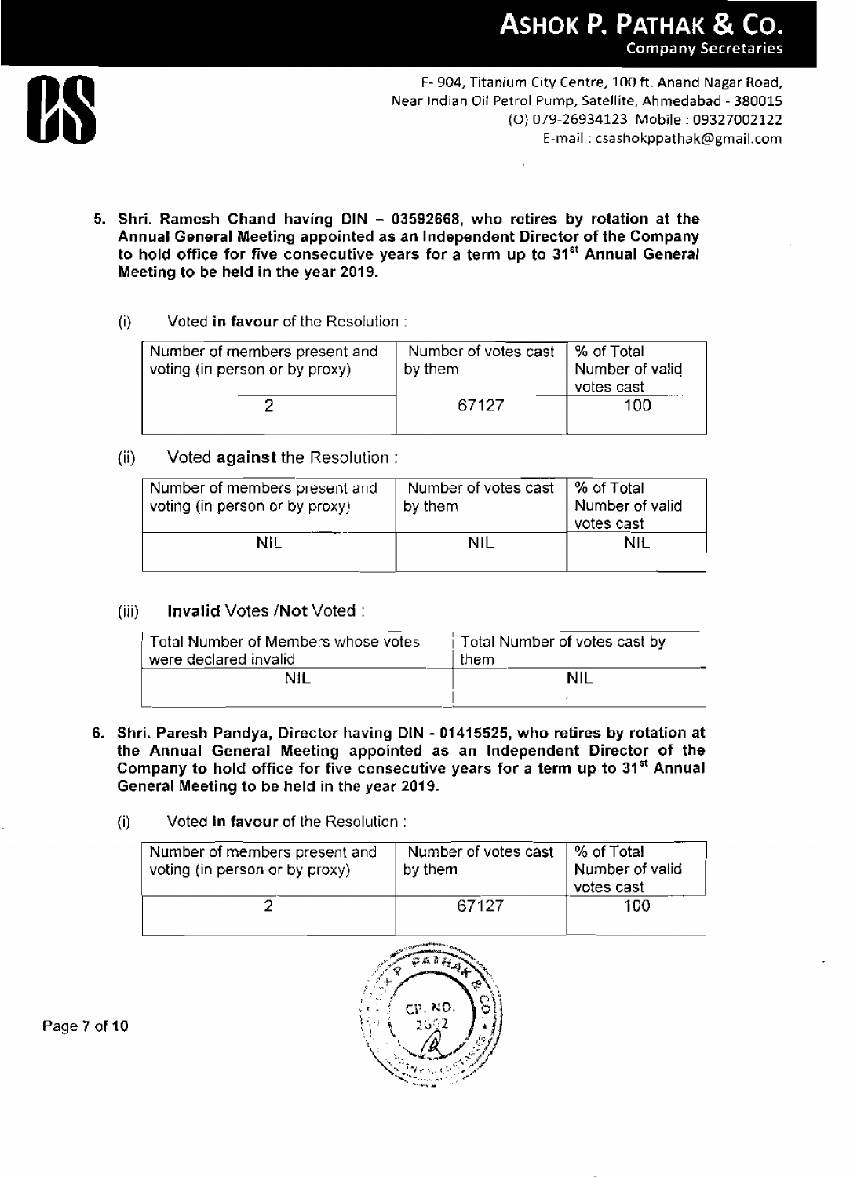5. **Shri. Ramesh Chand having DIN – 03592668, who retires by rotation at the Annual General Meeting appointed as an Independent Director of the Company to hold office for five consecutive years for a term up to 31st Annual General Meeting to be held in the year 2019.**

   (i) Voted **in favour** of the Resolution :

| Number of members present and voting (in person or by proxy) | Number of votes cast by them | % of Total Number of valid votes cast |
|---|---|---|
| 2 | 67127 | 100 |

   (ii) Voted **against** the Resolution :

| Number of members present and voting (in person or by proxy) | Number of votes cast by them | % of Total Number of valid votes cast |
|---|---|---|
| NIL | NIL | NIL |

   (iii) **Invalid** Votes /**Not** Voted :

| Total Number of Members whose votes were declared invalid | Total Number of votes cast by them |
|---|---|
| NIL | NIL |

6. **Shri. Paresh Pandya, Director having DIN - 01415525, who retires by rotation at the Annual General Meeting appointed as an Independent Director of the Company to hold office for five consecutive years for a term up to 31st Annual General Meeting to be held in the year 2019.**

   (i) Voted **in favour** of the Resolution :

| Number of members present and voting (in person or by proxy) | Number of votes cast by them | % of Total Number of valid votes cast |
|---|---|---|
| 2 | 67127 | 100 |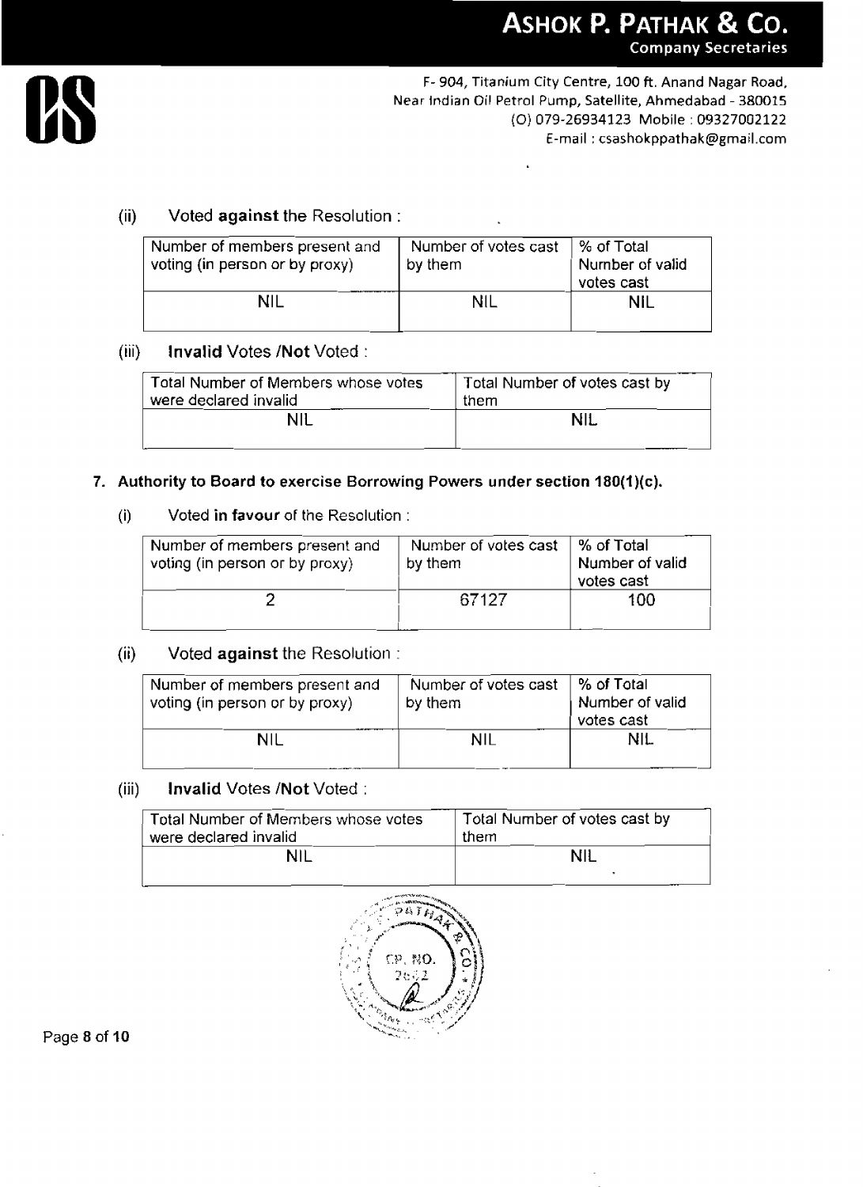(ii) Voted **against** the Resolution :

| Number of members present and voting (in person or by proxy) | Number of votes cast by them | % of Total Number of valid votes cast |
|---|---|---|
| NIL | NIL | NIL |

(iii) **Invalid** Votes /**Not** Voted :

| Total Number of Members whose votes were declared invalid | Total Number of votes cast by them |
|---|---|
| NIL | NIL |

**7. Authority to Board to exercise Borrowing Powers under section 180(1)(c).**

(i) Voted **in favour** of the Resolution :

| Number of members present and voting (in person or by proxy) | Number of votes cast by them | % of Total Number of valid votes cast |
|---|---|---|
| 2 | 67127 | 100 |

(ii) Voted **against** the Resolution :

| Number of members present and voting (in person or by proxy) | Number of votes cast by them | % of Total Number of valid votes cast |
|---|---|---|
| NIL | NIL | NIL |

(iii) **Invalid** Votes /**Not** Voted :

| Total Number of Members whose votes were declared invalid | Total Number of votes cast by them |
|---|---|
| NIL | NIL |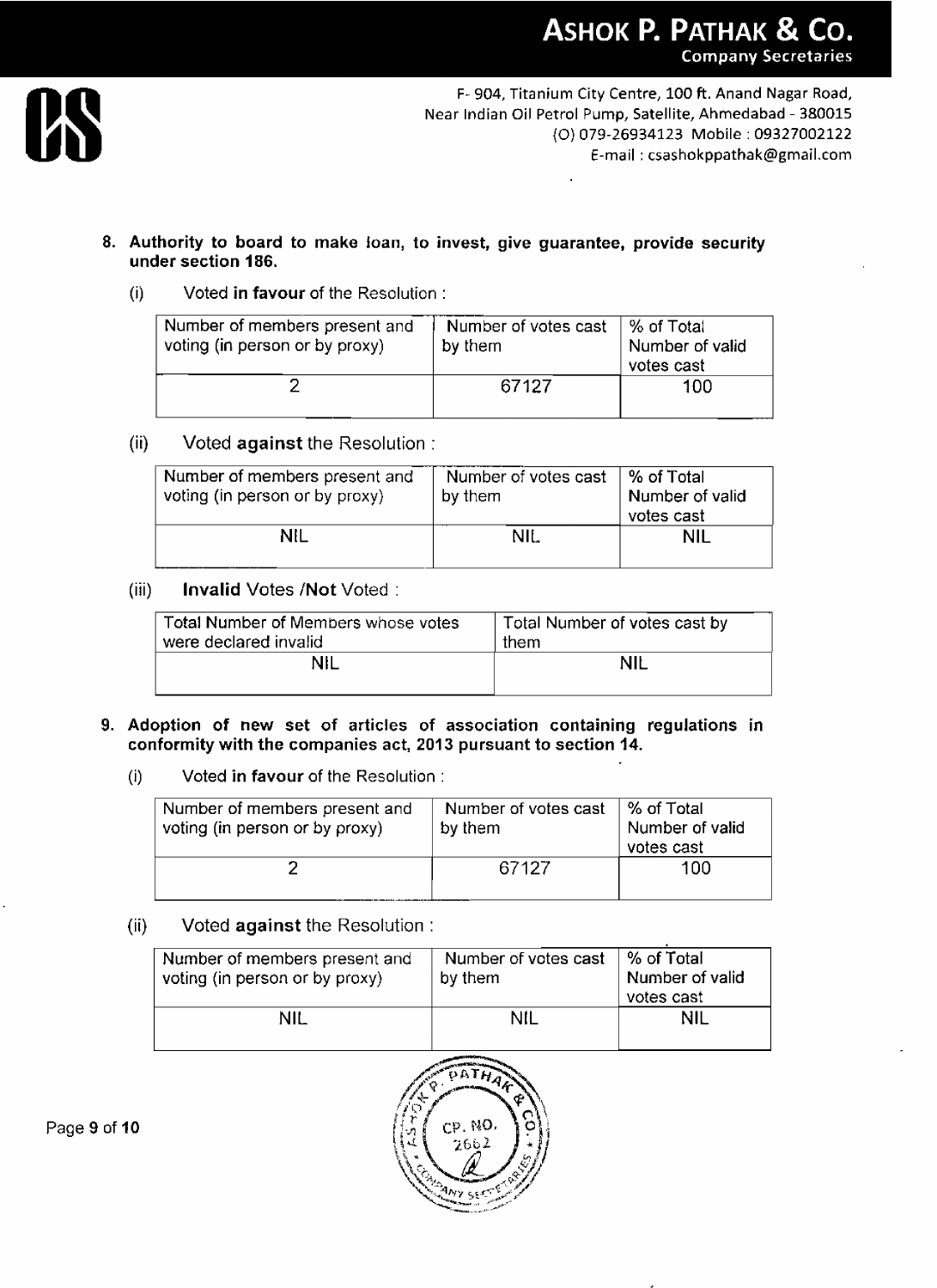8. **Authority to board to make loan, to invest, give guarantee, provide security under section 186.**

   (i) Voted **in favour** of the Resolution :

| Number of members present and voting (in person or by proxy) | Number of votes cast by them | % of Total Number of valid votes cast |
|---|---|---|
| 2 | 67127 | 100 |

   (ii) Voted **against** the Resolution :

| Number of members present and voting (in person or by proxy) | Number of votes cast by them | % of Total Number of valid votes cast |
|---|---|---|
| NIL | NIL | NIL |

   (iii) **Invalid** Votes /**Not** Voted :

| Total Number of Members whose votes were declared invalid | Total Number of votes cast by them |
|---|---|
| NIL | NIL |

9. **Adoption of new set of articles of association containing regulations in conformity with the companies act, 2013 pursuant to section 14.**

   (i) Voted **in favour** of the Resolution :

| Number of members present and voting (in person or by proxy) | Number of votes cast by them | % of Total Number of valid votes cast |
|---|---|---|
| 2 | 67127 | 100 |

   (ii) Voted **against** the Resolution :

| Number of members present and voting (in person or by proxy) | Number of votes cast by them | % of Total Number of valid votes cast |
|---|---|---|
| NIL | NIL | NIL |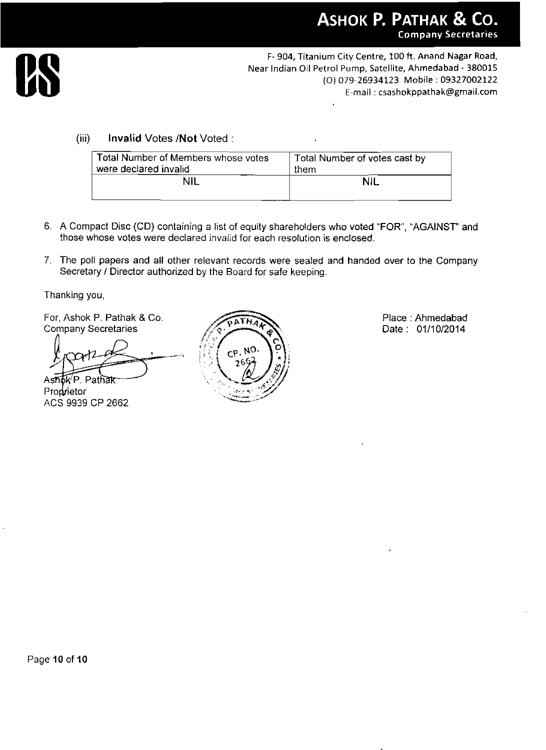**ASHOK P. PATHAK & CO.**
Company Secretaries

F- 904, Titanium City Centre, 100 ft. Anand Nagar Road,
Near Indian Oil Petrol Pump, Satellite, Ahmedabad - 380015
(O) 079-26934123 Mobile : 09327002122
E-mail : csashokppathak@gmail.com

(iii) **Invalid** Votes /**Not** Voted :

| Total Number of Members whose votes were declared invalid | Total Number of votes cast by them |
|---|---|
| NIL | NIL |

6. A Compact Disc (CD) containing a list of equity shareholders who voted "FOR", "AGAINST" and those whose votes were declared invalid for each resolution is enclosed.

7. The poll papers and all other relevant records were sealed and handed over to the Company Secretary / Director authorized by the Board for safe keeping.

Thanking you,

For, Ashok P. Pathak & Co.
Company Secretaries

Ashok P. Pathak
Proprietor
ACS 9939 CP 2662

Place : Ahmedabad
Date : 01/10/2014